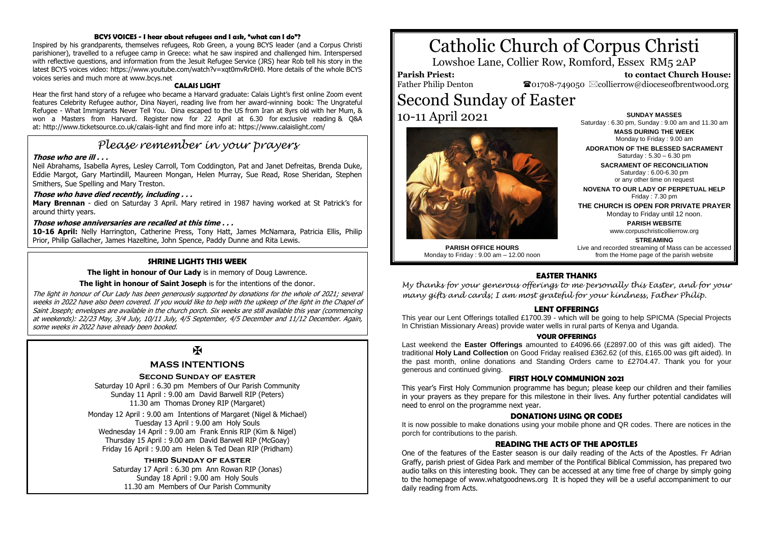# Catholic Church of Corpus Christi

Lowshoe Lane, Collier Row, Romford, Essex RM5 2AP

**Parish Priest:** Father Philip Denton

**to contact Church House:** ☎01708-749050 ✉collierrow@dioceseofbrentwood.org

# Second Sunday of Easter

10-11 April 2021

**SUNDAY MASSES**
Saturday : 6.30 pm, Sunday : 9.00 am and 11.30 am

**MASS DURING THE WEEK**
Monday to Friday : 9.00 am

**ADORATION OF THE BLESSED SACRAMENT**
Saturday : 5.30 – 6.30 pm

**SACRAMENT OF RECONCILIATION**
Saturday : 6.00-6.30 pm
or any other time on request

**NOVENA TO OUR LADY OF PERPETUAL HELP**
Friday : 7.30 pm

**THE CHURCH IS OPEN FOR PRIVATE PRAYER**
Monday to Friday until 12 noon.

**PARISH WEBSITE**
www.corpuschristicollierrow.org

**STREAMING**
Live and recorded streaming of Mass can be accessed from the Home page of the parish website

**PARISH OFFICE HOURS**
Monday to Friday : 9.00 am – 12.00 noon

### BCYS VOICES - I hear about refugees and I ask, "what can I do"?

Inspired by his grandparents, themselves refugees, Rob Green, a young BCYS leader (and a Corpus Christi parishioner), travelled to a refugee camp in Greece: what he saw inspired and challenged him. Interspersed with reflective questions, and information from the Jesuit Refugee Service (JRS) hear Rob tell his story in the latest BCYS voices video: https://www.youtube.com/watch?v=xqt0mvRrDH0. More details of the whole BCYS voices series and much more at www.bcys.net

### CALAIS LIGHT

Hear the first hand story of a refugee who became a Harvard graduate: Calais Light's first online Zoom event features Celebrity Refugee author, Dina Nayeri, reading live from her award-winning book: The Ungrateful Refugee - What Immigrants Never Tell You. Dina escaped to the US from Iran at 8yrs old with her Mum, & won a Masters from Harvard. Register now for 22 April at 6.30 for exclusive reading & Q&A at: http://www.ticketsource.co.uk/calais-light and find more info at: https://www.calaislight.com/

## *Please remember in your prayers*

***Those who are ill . . .***

Neil Abrahams, Isabella Ayres, Lesley Carroll, Tom Coddington, Pat and Janet Defreitas, Brenda Duke, Eddie Margot, Gary Martindill, Maureen Mongan, Helen Murray, Sue Read, Rose Sheridan, Stephen Smithers, Sue Spelling and Mary Treston.

***Those who have died recently, including . . .***

**Mary Brennan** - died on Saturday 3 April. Mary retired in 1987 having worked at St Patrick's for around thirty years.

***Those whose anniversaries are recalled at this time . . .***

**10-16 April:** Nelly Harrington, Catherine Press, Tony Hatt, James McNamara, Patricia Ellis, Philip Prior, Philip Gallacher, James Hazeltine, John Spence, Paddy Dunne and Rita Lewis.

### SHRINE LIGHTS THIS WEEK

**The light in honour of Our Lady** is in memory of Doug Lawrence.

**The light in honour of Saint Joseph** is for the intentions of the donor.

*The light in honour of Our Lady has been generously supported by donations for the whole of 2021; several weeks in 2022 have also been covered. If you would like to help with the upkeep of the light in the Chapel of Saint Joseph; envelopes are available in the church porch. Six weeks are still available this year (commencing at weekends): 22/23 May, 3/4 July, 10/11 July, 4/5 September, 4/5 December and 11/12 December. Again, some weeks in 2022 have already been booked.*

✠

### MASS INTENTIONS

**Second Sunday of easter**

Saturday 10 April : 6.30 pm Members of Our Parish Community
Sunday 11 April : 9.00 am David Barwell RIP (Peters)
11.30 am Thomas Droney RIP (Margaret)

Monday 12 April : 9.00 am Intentions of Margaret (Nigel & Michael)
Tuesday 13 April : 9.00 am Holy Souls
Wednesday 14 April : 9.00 am Frank Ennis RIP (Kim & Nigel)
Thursday 15 April : 9.00 am David Barwell RIP (McGoay)
Friday 16 April : 9.00 am Helen & Ted Dean RIP (Pridham)

**third Sunday of easter**

Saturday 17 April : 6.30 pm Ann Rowan RIP (Jonas)
Sunday 18 April : 9.00 am Holy Souls
11.30 am Members of Our Parish Community

### EASTER THANKS

*My thanks for your generous offerings to me personally this Easter, and for your many gifts and cards; I am most grateful for your kindness, Father Philip.*

### LENT OFFERINGS

This year our Lent Offerings totalled £1700.39 - which will be going to help SPICMA (Special Projects In Christian Missionary Areas) provide water wells in rural parts of Kenya and Uganda.

### YOUR OFFERINGS

Last weekend the **Easter Offerings** amounted to £4096.66 (£2897.00 of this was gift aided). The traditional **Holy Land Collection** on Good Friday realised £362.62 (of this, £165.00 was gift aided). In the past month, online donations and Standing Orders came to £2704.47. Thank you for your generous and continued giving.

### FIRST HOLY COMMUNION 2021

This year's First Holy Communion programme has begun; please keep our children and their families in your prayers as they prepare for this milestone in their lives. Any further potential candidates will need to enrol on the programme next year.

### DONATIONS USING QR CODES

It is now possible to make donations using your mobile phone and QR codes. There are notices in the porch for contributions to the parish.

### READING THE ACTS OF THE APOSTLES

One of the features of the Easter season is our daily reading of the Acts of the Apostles. Fr Adrian Graffy, parish priest of Gidea Park and member of the Pontifical Biblical Commission, has prepared two audio talks on this interesting book. They can be accessed at any time free of charge by simply going to the homepage of www.whatgoodnews.org It is hoped they will be a useful accompaniment to our daily reading from Acts.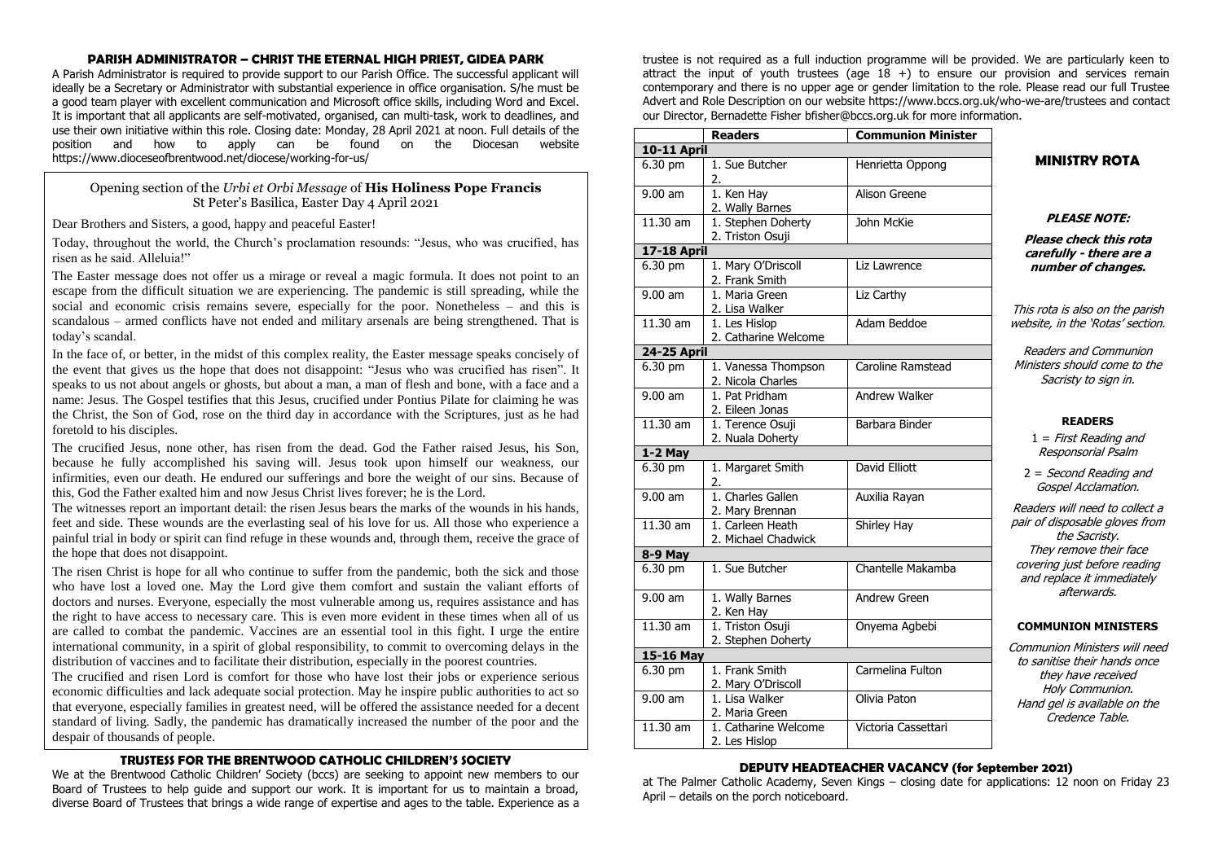## PARISH ADMINISTRATOR – CHRIST THE ETERNAL HIGH PRIEST, GIDEA PARK

A Parish Administrator is required to provide support to our Parish Office. The successful applicant will ideally be a Secretary or Administrator with substantial experience in office organisation. S/he must be a good team player with excellent communication and Microsoft office skills, including Word and Excel. It is important that all applicants are self-motivated, organised, can multi-task, work to deadlines, and use their own initiative within this role. Closing date: Monday, 28 April 2021 at noon. Full details of the position and how to apply can be found on the Diocesan website https://www.dioceseofbrentwood.net/diocese/working-for-us/

Opening section of the *Urbi et Orbi Message* of **His Holiness Pope Francis**
St Peter's Basilica, Easter Day 4 April 2021

Dear Brothers and Sisters, a good, happy and peaceful Easter!

Today, throughout the world, the Church's proclamation resounds: "Jesus, who was crucified, has risen as he said. Alleluia!"

The Easter message does not offer us a mirage or reveal a magic formula. It does not point to an escape from the difficult situation we are experiencing. The pandemic is still spreading, while the social and economic crisis remains severe, especially for the poor. Nonetheless – and this is scandalous – armed conflicts have not ended and military arsenals are being strengthened. That is today's scandal.

In the face of, or better, in the midst of this complex reality, the Easter message speaks concisely of the event that gives us the hope that does not disappoint: "Jesus who was crucified has risen". It speaks to us not about angels or ghosts, but about a man, a man of flesh and bone, with a face and a name: Jesus. The Gospel testifies that this Jesus, crucified under Pontius Pilate for claiming he was the Christ, the Son of God, rose on the third day in accordance with the Scriptures, just as he had foretold to his disciples.

The crucified Jesus, none other, has risen from the dead. God the Father raised Jesus, his Son, because he fully accomplished his saving will. Jesus took upon himself our weakness, our infirmities, even our death. He endured our sufferings and bore the weight of our sins. Because of this, God the Father exalted him and now Jesus Christ lives forever; he is the Lord.

The witnesses report an important detail: the risen Jesus bears the marks of the wounds in his hands, feet and side. These wounds are the everlasting seal of his love for us. All those who experience a painful trial in body or spirit can find refuge in these wounds and, through them, receive the grace of the hope that does not disappoint.

The risen Christ is hope for all who continue to suffer from the pandemic, both the sick and those who have lost a loved one. May the Lord give them comfort and sustain the valiant efforts of doctors and nurses. Everyone, especially the most vulnerable among us, requires assistance and has the right to have access to necessary care. This is even more evident in these times when all of us are called to combat the pandemic. Vaccines are an essential tool in this fight. I urge the entire international community, in a spirit of global responsibility, to commit to overcoming delays in the distribution of vaccines and to facilitate their distribution, especially in the poorest countries.

The crucified and risen Lord is comfort for those who have lost their jobs or experience serious economic difficulties and lack adequate social protection. May he inspire public authorities to act so that everyone, especially families in greatest need, will be offered the assistance needed for a decent standard of living. Sadly, the pandemic has dramatically increased the number of the poor and the despair of thousands of people.

## TRUSTESS FOR THE BRENTWOOD CATHOLIC CHILDREN'S SOCIETY

We at the Brentwood Catholic Children' Society (bccs) are seeking to appoint new members to our Board of Trustees to help guide and support our work. It is important for us to maintain a broad, diverse Board of Trustees that brings a wide range of expertise and ages to the table. Experience as a trustee is not required as a full induction programme will be provided. We are particularly keen to attract the input of youth trustees (age 18 +) to ensure our provision and services remain contemporary and there is no upper age or gender limitation to the role. Please read our full Trustee Advert and Role Description on our website https://www.bccs.org.uk/who-we-are/trustees and contact our Director, Bernadette Fisher bfisher@bccs.org.uk for more information.

## MINISTRY ROTA

| | Readers | Communion Minister |
|---|---|---|
| **10-11 April** | | |
| 6.30 pm | 1. Sue Butcher<br>2. | Henrietta Oppong |
| 9.00 am | 1. Ken Hay<br>2. Wally Barnes | Alison Greene |
| 11.30 am | 1. Stephen Doherty<br>2. Triston Osuji | John McKie |
| **17-18 April** | | |
| 6.30 pm | 1. Mary O'Driscoll<br>2. Frank Smith | Liz Lawrence |
| 9.00 am | 1. Maria Green<br>2. Lisa Walker | Liz Carthy |
| 11.30 am | 1. Les Hislop<br>2. Catharine Welcome | Adam Beddoe |
| **24-25 April** | | |
| 6.30 pm | 1. Vanessa Thompson<br>2. Nicola Charles | Caroline Ramstead |
| 9.00 am | 1. Pat Pridham<br>2. Eileen Jonas | Andrew Walker |
| 11.30 am | 1. Terence Osuji<br>2. Nuala Doherty | Barbara Binder |
| **1-2 May** | | |
| 6.30 pm | 1. Margaret Smith<br>2. | David Elliott |
| 9.00 am | 1. Charles Gallen<br>2. Mary Brennan | Auxilia Rayan |
| 11.30 am | 1. Carleen Heath<br>2. Michael Chadwick | Shirley Hay |
| **8-9 May** | | |
| 6.30 pm | 1. Sue Butcher | Chantelle Makamba |
| 9.00 am | 1. Wally Barnes<br>2. Ken Hay | Andrew Green |
| 11.30 am | 1. Triston Osuji<br>2. Stephen Doherty | Onyema Agbebi |
| **15-16 May** | | |
| 6.30 pm | 1. Frank Smith<br>2. Mary O'Driscoll | Carmelina Fulton |
| 9.00 am | 1. Lisa Walker<br>2. Maria Green | Olivia Paton |
| 11.30 am | 1. Catharine Welcome<br>2. Les Hislop | Victoria Cassettari |

***PLEASE NOTE:***

***Please check this rota carefully - there are a number of changes.***

*This rota is also on the parish website, in the 'Rotas' section.*

*Readers and Communion Ministers should come to the Sacristy to sign in.*

**READERS**

1 = *First Reading and Responsorial Psalm*

2 = *Second Reading and Gospel Acclamation.*

*Readers will need to collect a pair of disposable gloves from the Sacristy. They remove their face covering just before reading and replace it immediately afterwards.*

**COMMUNION MINISTERS**

*Communion Ministers will need to sanitise their hands once they have received Holy Communion. Hand gel is available on the Credence Table.*

## DEPUTY HEADTEACHER VACANCY (for September 2021)

at The Palmer Catholic Academy, Seven Kings – closing date for applications: 12 noon on Friday 23 April – details on the porch noticeboard.